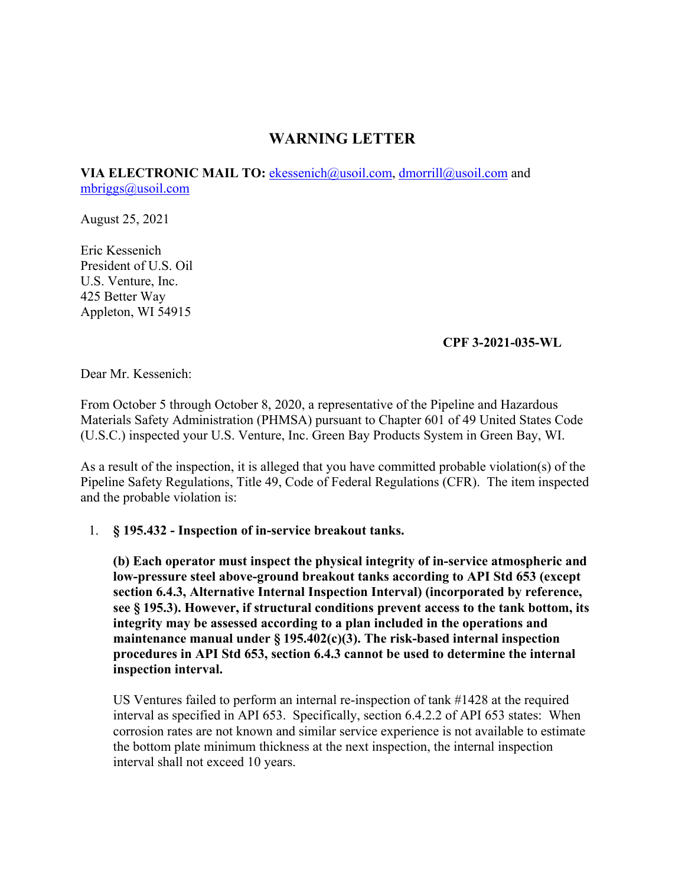# WARNING LETTER

**VIA ELECTRONIC MAIL TO:** ekessenich@usoil.com, dmorrill@usoil.com and mbriggs@usoil.com

August 25, 2021

Eric Kessenich
President of U.S. Oil
U.S. Venture, Inc.
425 Better Way
Appleton, WI 54915

**CPF 3-2021-035-WL**

Dear Mr. Kessenich:

From October 5 through October 8, 2020, a representative of the Pipeline and Hazardous Materials Safety Administration (PHMSA) pursuant to Chapter 601 of 49 United States Code (U.S.C.) inspected your U.S. Venture, Inc. Green Bay Products System in Green Bay, WI.

As a result of the inspection, it is alleged that you have committed probable violation(s) of the Pipeline Safety Regulations, Title 49, Code of Federal Regulations (CFR). The item inspected and the probable violation is:

1. **§ 195.432 - Inspection of in-service breakout tanks.**

   **(b) Each operator must inspect the physical integrity of in-service atmospheric and low-pressure steel above-ground breakout tanks according to API Std 653 (except section 6.4.3, Alternative Internal Inspection Interval) (incorporated by reference, see § 195.3). However, if structural conditions prevent access to the tank bottom, its integrity may be assessed according to a plan included in the operations and maintenance manual under § 195.402(c)(3). The risk-based internal inspection procedures in API Std 653, section 6.4.3 cannot be used to determine the internal inspection interval.**

   US Ventures failed to perform an internal re-inspection of tank #1428 at the required interval as specified in API 653. Specifically, section 6.4.2.2 of API 653 states: When corrosion rates are not known and similar service experience is not available to estimate the bottom plate minimum thickness at the next inspection, the internal inspection interval shall not exceed 10 years.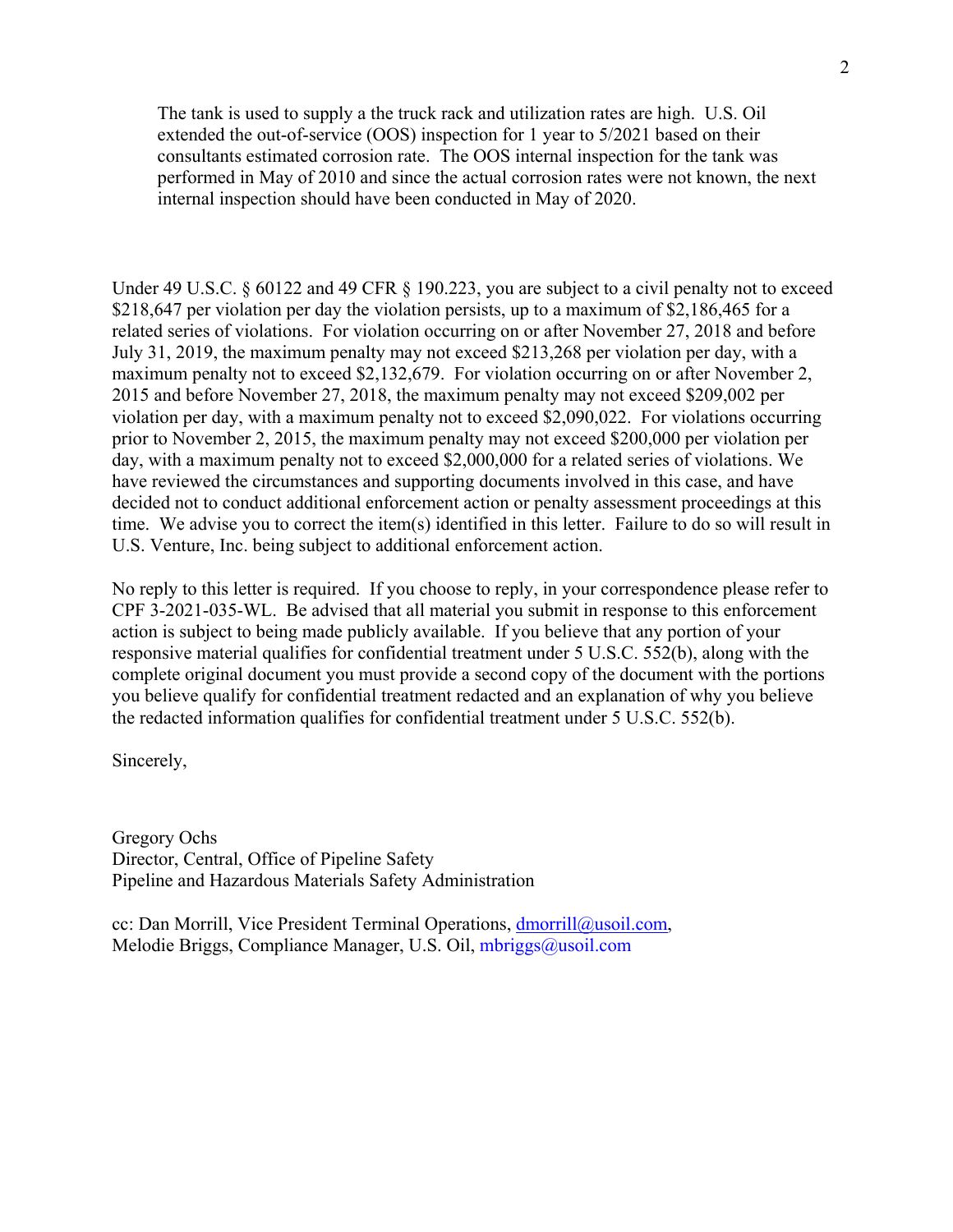The tank is used to supply a the truck rack and utilization rates are high. U.S. Oil extended the out-of-service (OOS) inspection for 1 year to 5/2021 based on their consultants estimated corrosion rate. The OOS internal inspection for the tank was performed in May of 2010 and since the actual corrosion rates were not known, the next internal inspection should have been conducted in May of 2020.

Under 49 U.S.C. § 60122 and 49 CFR § 190.223, you are subject to a civil penalty not to exceed $218,647 per violation per day the violation persists, up to a maximum of $2,186,465 for a related series of violations. For violation occurring on or after November 27, 2018 and before July 31, 2019, the maximum penalty may not exceed $213,268 per violation per day, with a maximum penalty not to exceed $2,132,679. For violation occurring on or after November 2, 2015 and before November 27, 2018, the maximum penalty may not exceed $209,002 per violation per day, with a maximum penalty not to exceed $2,090,022. For violations occurring prior to November 2, 2015, the maximum penalty may not exceed $200,000 per violation per day, with a maximum penalty not to exceed $2,000,000 for a related series of violations. We have reviewed the circumstances and supporting documents involved in this case, and have decided not to conduct additional enforcement action or penalty assessment proceedings at this time. We advise you to correct the item(s) identified in this letter. Failure to do so will result in U.S. Venture, Inc. being subject to additional enforcement action.

No reply to this letter is required. If you choose to reply, in your correspondence please refer to CPF 3-2021-035-WL. Be advised that all material you submit in response to this enforcement action is subject to being made publicly available. If you believe that any portion of your responsive material qualifies for confidential treatment under 5 U.S.C. 552(b), along with the complete original document you must provide a second copy of the document with the portions you believe qualify for confidential treatment redacted and an explanation of why you believe the redacted information qualifies for confidential treatment under 5 U.S.C. 552(b).

Sincerely,

Gregory Ochs
Director, Central, Office of Pipeline Safety
Pipeline and Hazardous Materials Safety Administration

cc: Dan Morrill, Vice President Terminal Operations, dmorrill@usoil.com,
Melodie Briggs, Compliance Manager, U.S. Oil, mbriggs@usoil.com